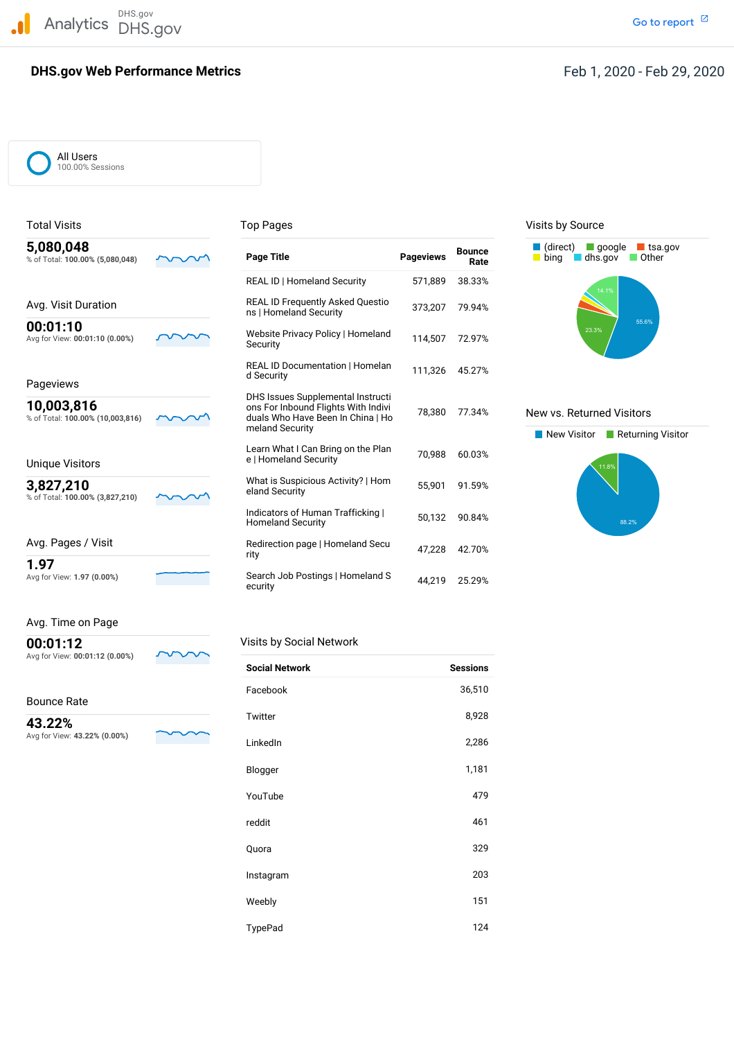# DHS.gov Web Performance Metrics

Feb 1, 2020 - Feb 29, 2020

All Users
100.00% Sessions

## Total Visits

**5,080,048**
% of Total: **100.00% (5,080,048)**

## Avg. Visit Duration

**00:01:10**
Avg for View: **00:01:10 (0.00%)**

## Pageviews

**10,003,816**
% of Total: **100.00% (10,003,816)**

## Unique Visitors

**3,827,210**
% of Total: **100.00% (3,827,210)**

## Avg. Pages / Visit

**1.97**
Avg for View: **1.97 (0.00%)**

## Avg. Time on Page

**00:01:12**
Avg for View: **00:01:12 (0.00%)**

## Bounce Rate

**43.22%**
Avg for View: **43.22% (0.00%)**

## Top Pages

| Page Title | Pageviews | Bounce Rate |
|---|---|---|
| REAL ID \| Homeland Security | 571,889 | 38.33% |
| REAL ID Frequently Asked Questions \| Homeland Security | 373,207 | 79.94% |
| Website Privacy Policy \| Homeland Security | 114,507 | 72.97% |
| REAL ID Documentation \| Homeland Security | 111,326 | 45.27% |
| DHS Issues Supplemental Instructions For Inbound Flights With Individuals Who Have Been In China \| Homeland Security | 78,380 | 77.34% |
| Learn What I Can Bring on the Plane \| Homeland Security | 70,988 | 60.03% |
| What is Suspicious Activity? \| Homeland Security | 55,901 | 91.59% |
| Indicators of Human Trafficking \| Homeland Security | 50,132 | 90.84% |
| Redirection page \| Homeland Security | 47,228 | 42.70% |
| Search Job Postings \| Homeland Security | 44,219 | 25.29% |

## Visits by Social Network

| Social Network | Sessions |
|---|---|
| Facebook | 36,510 |
| Twitter | 8,928 |
| LinkedIn | 2,286 |
| Blogger | 1,181 |
| YouTube | 479 |
| reddit | 461 |
| Quora | 329 |
| Instagram | 203 |
| Weebly | 151 |
| TypePad | 124 |

## Visits by Source

(direct) google tsa.gov bing dhs.gov Other

55.6% 23.3% 14.1%

## New vs. Returned Visitors

New Visitor Returning Visitor

88.2% 11.8%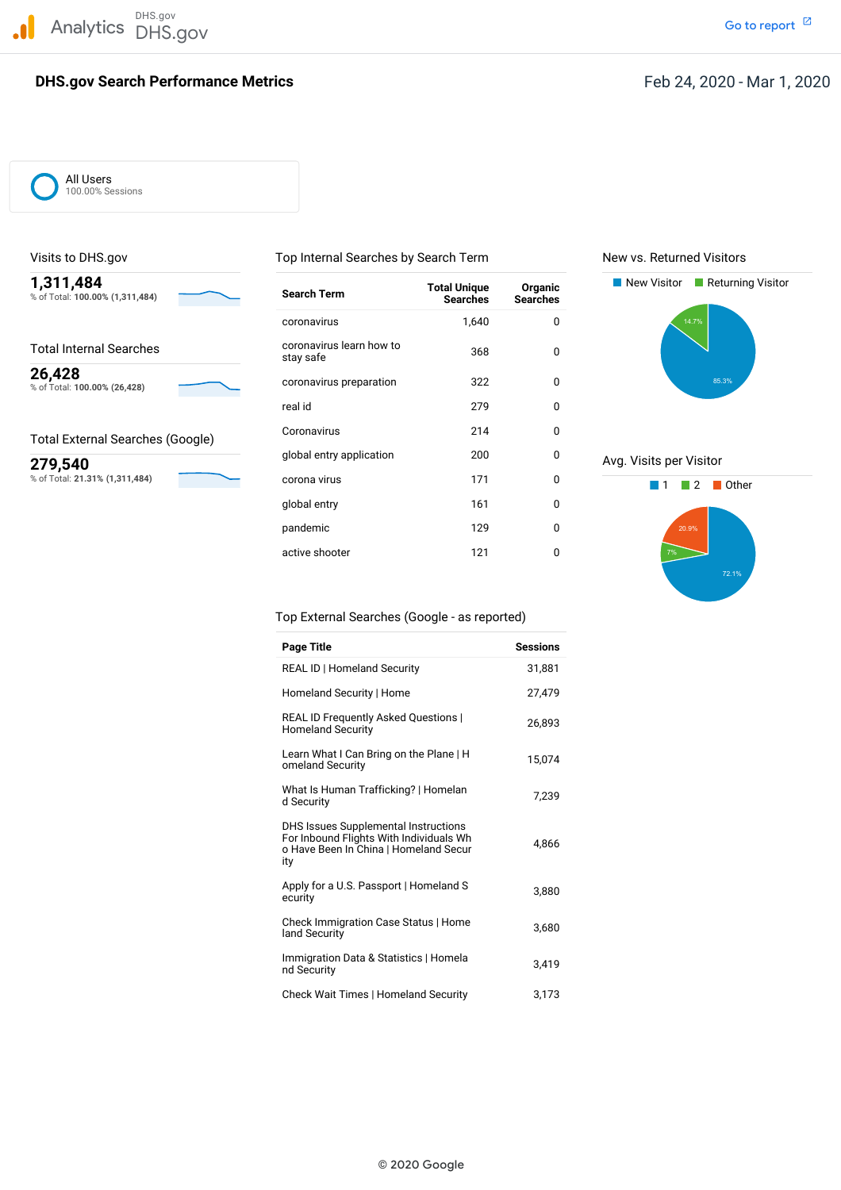Analytics DHS.gov DHS.gov

Go to report

# DHS.gov Search Performance Metrics

Feb 24, 2020 - Mar 1, 2020

All Users
100.00% Sessions

## Visits to DHS.gov

**1,311,484**
% of Total: **100.00% (1,311,484)**

## Total Internal Searches

**26,428**
% of Total: **100.00% (26,428)**

## Total External Searches (Google)

**279,540**
% of Total: **21.31% (1,311,484)**

## Top Internal Searches by Search Term

| Search Term | Total Unique Searches | Organic Searches |
|---|---|---|
| coronavirus | 1,640 | 0 |
| coronavirus learn how to stay safe | 368 | 0 |
| coronavirus preparation | 322 | 0 |
| real id | 279 | 0 |
| Coronavirus | 214 | 0 |
| global entry application | 200 | 0 |
| corona virus | 171 | 0 |
| global entry | 161 | 0 |
| pandemic | 129 | 0 |
| active shooter | 121 | 0 |

## New vs. Returned Visitors

New Visitor: 85.3%
Returning Visitor: 14.7%

## Avg. Visits per Visitor

1: 72.1%
2: 7%
Other: 20.9%

## Top External Searches (Google - as reported)

| Page Title | Sessions |
|---|---|
| REAL ID \| Homeland Security | 31,881 |
| Homeland Security \| Home | 27,479 |
| REAL ID Frequently Asked Questions \| Homeland Security | 26,893 |
| Learn What I Can Bring on the Plane \| Homeland Security | 15,074 |
| What Is Human Trafficking? \| Homeland Security | 7,239 |
| DHS Issues Supplemental Instructions For Inbound Flights With Individuals Who Have Been In China \| Homeland Security | 4,866 |
| Apply for a U.S. Passport \| Homeland Security | 3,880 |
| Check Immigration Case Status \| Homeland Security | 3,680 |
| Immigration Data & Statistics \| Homeland Security | 3,419 |
| Check Wait Times \| Homeland Security | 3,173 |

© 2020 Google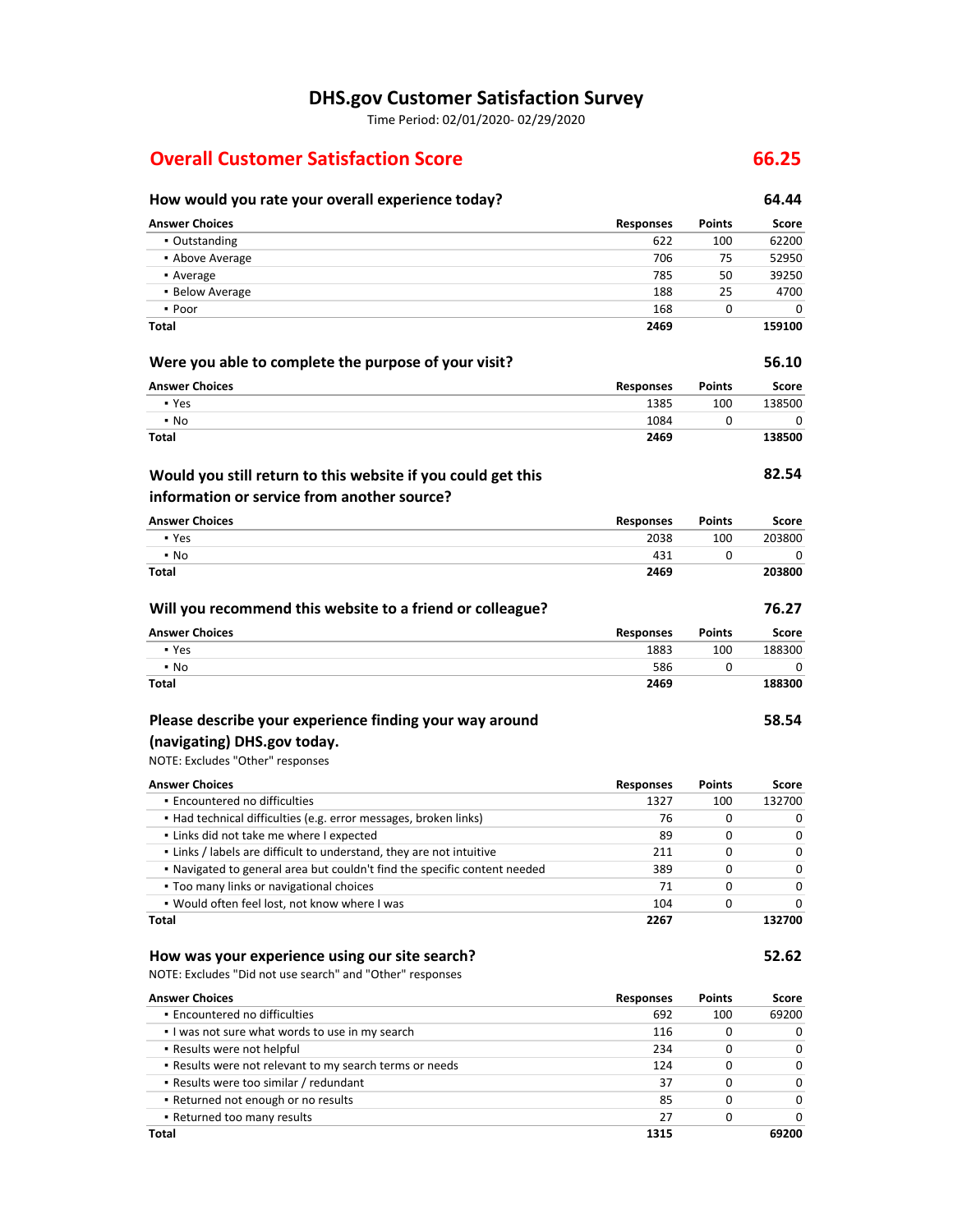# DHS.gov Customer Satisfaction Survey

Time Period: 02/01/2020- 02/29/2020

## Overall Customer Satisfaction Score — 66.25

### How would you rate your overall experience today? — 64.44

| Answer Choices | Responses | Points | Score |
|---|---|---|---|
| ▪ Outstanding | 622 | 100 | 62200 |
| ▪ Above Average | 706 | 75 | 52950 |
| ▪ Average | 785 | 50 | 39250 |
| ▪ Below Average | 188 | 25 | 4700 |
| ▪ Poor | 168 | 0 | 0 |
| **Total** | **2469** | | **159100** |

### Were you able to complete the purpose of your visit? — 56.10

| Answer Choices | Responses | Points | Score |
|---|---|---|---|
| ▪ Yes | 1385 | 100 | 138500 |
| ▪ No | 1084 | 0 | 0 |
| **Total** | **2469** | | **138500** |

### Would you still return to this website if you could get this information or service from another source? — 82.54

| Answer Choices | Responses | Points | Score |
|---|---|---|---|
| ▪ Yes | 2038 | 100 | 203800 |
| ▪ No | 431 | 0 | 0 |
| **Total** | **2469** | | **203800** |

### Will you recommend this website to a friend or colleague? — 76.27

| Answer Choices | Responses | Points | Score |
|---|---|---|---|
| ▪ Yes | 1883 | 100 | 188300 |
| ▪ No | 586 | 0 | 0 |
| **Total** | **2469** | | **188300** |

### Please describe your experience finding your way around (navigating) DHS.gov today. — 58.54

NOTE: Excludes "Other" responses

| Answer Choices | Responses | Points | Score |
|---|---|---|---|
| ▪ Encountered no difficulties | 1327 | 100 | 132700 |
| ▪ Had technical difficulties (e.g. error messages, broken links) | 76 | 0 | 0 |
| ▪ Links did not take me where I expected | 89 | 0 | 0 |
| ▪ Links / labels are difficult to understand, they are not intuitive | 211 | 0 | 0 |
| ▪ Navigated to general area but couldn't find the specific content needed | 389 | 0 | 0 |
| ▪ Too many links or navigational choices | 71 | 0 | 0 |
| ▪ Would often feel lost, not know where I was | 104 | 0 | 0 |
| **Total** | **2267** | | **132700** |

### How was your experience using our site search? — 52.62

NOTE: Excludes "Did not use search" and "Other" responses

| Answer Choices | Responses | Points | Score |
|---|---|---|---|
| ▪ Encountered no difficulties | 692 | 100 | 69200 |
| ▪ I was not sure what words to use in my search | 116 | 0 | 0 |
| ▪ Results were not helpful | 234 | 0 | 0 |
| ▪ Results were not relevant to my search terms or needs | 124 | 0 | 0 |
| ▪ Results were too similar / redundant | 37 | 0 | 0 |
| ▪ Returned not enough or no results | 85 | 0 | 0 |
| ▪ Returned too many results | 27 | 0 | 0 |
| **Total** | **1315** | | **69200** |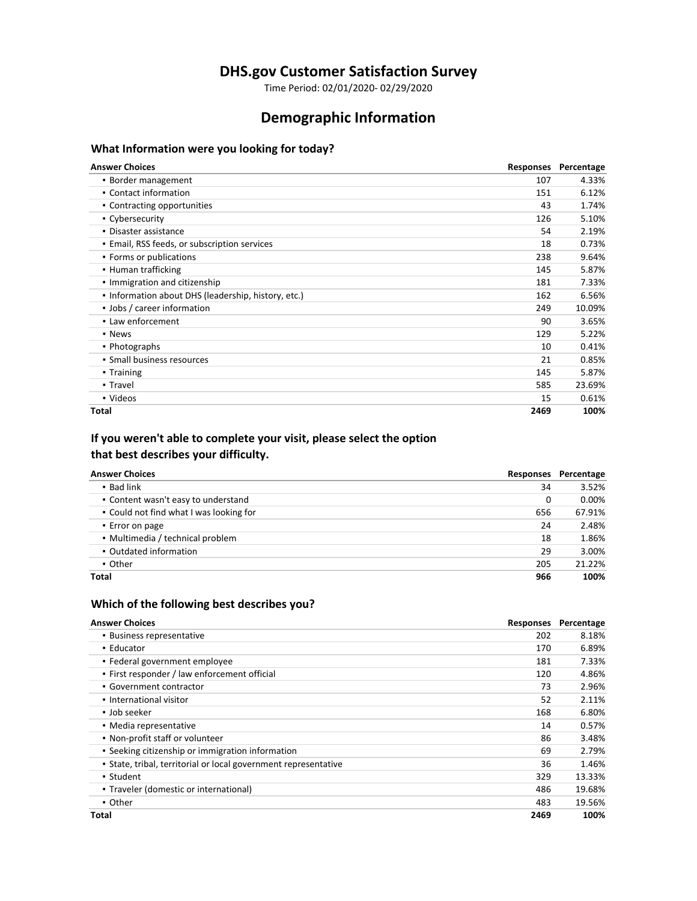# DHS.gov Customer Satisfaction Survey

Time Period: 02/01/2020- 02/29/2020

## Demographic Information

### What Information were you looking for today?

| Answer Choices | Responses | Percentage |
|---|---|---|
| ▪ Border management | 107 | 4.33% |
| ▪ Contact information | 151 | 6.12% |
| ▪ Contracting opportunities | 43 | 1.74% |
| ▪ Cybersecurity | 126 | 5.10% |
| ▪ Disaster assistance | 54 | 2.19% |
| ▪ Email, RSS feeds, or subscription services | 18 | 0.73% |
| ▪ Forms or publications | 238 | 9.64% |
| ▪ Human trafficking | 145 | 5.87% |
| ▪ Immigration and citizenship | 181 | 7.33% |
| ▪ Information about DHS (leadership, history, etc.) | 162 | 6.56% |
| ▪ Jobs / career information | 249 | 10.09% |
| ▪ Law enforcement | 90 | 3.65% |
| ▪ News | 129 | 5.22% |
| ▪ Photographs | 10 | 0.41% |
| ▪ Small business resources | 21 | 0.85% |
| ▪ Training | 145 | 5.87% |
| ▪ Travel | 585 | 23.69% |
| ▪ Videos | 15 | 0.61% |
| **Total** | **2469** | **100%** |

### If you weren't able to complete your visit, please select the option that best describes your difficulty.

| Answer Choices | Responses | Percentage |
|---|---|---|
| ▪ Bad link | 34 | 3.52% |
| ▪ Content wasn't easy to understand | 0 | 0.00% |
| ▪ Could not find what I was looking for | 656 | 67.91% |
| ▪ Error on page | 24 | 2.48% |
| ▪ Multimedia / technical problem | 18 | 1.86% |
| ▪ Outdated information | 29 | 3.00% |
| ▪ Other | 205 | 21.22% |
| **Total** | **966** | **100%** |

### Which of the following best describes you?

| Answer Choices | Responses | Percentage |
|---|---|---|
| ▪ Business representative | 202 | 8.18% |
| ▪ Educator | 170 | 6.89% |
| ▪ Federal government employee | 181 | 7.33% |
| ▪ First responder / law enforcement official | 120 | 4.86% |
| ▪ Government contractor | 73 | 2.96% |
| ▪ International visitor | 52 | 2.11% |
| ▪ Job seeker | 168 | 6.80% |
| ▪ Media representative | 14 | 0.57% |
| ▪ Non-profit staff or volunteer | 86 | 3.48% |
| ▪ Seeking citizenship or immigration information | 69 | 2.79% |
| ▪ State, tribal, territorial or local government representative | 36 | 1.46% |
| ▪ Student | 329 | 13.33% |
| ▪ Traveler (domestic or international) | 486 | 19.68% |
| ▪ Other | 483 | 19.56% |
| **Total** | **2469** | **100%** |